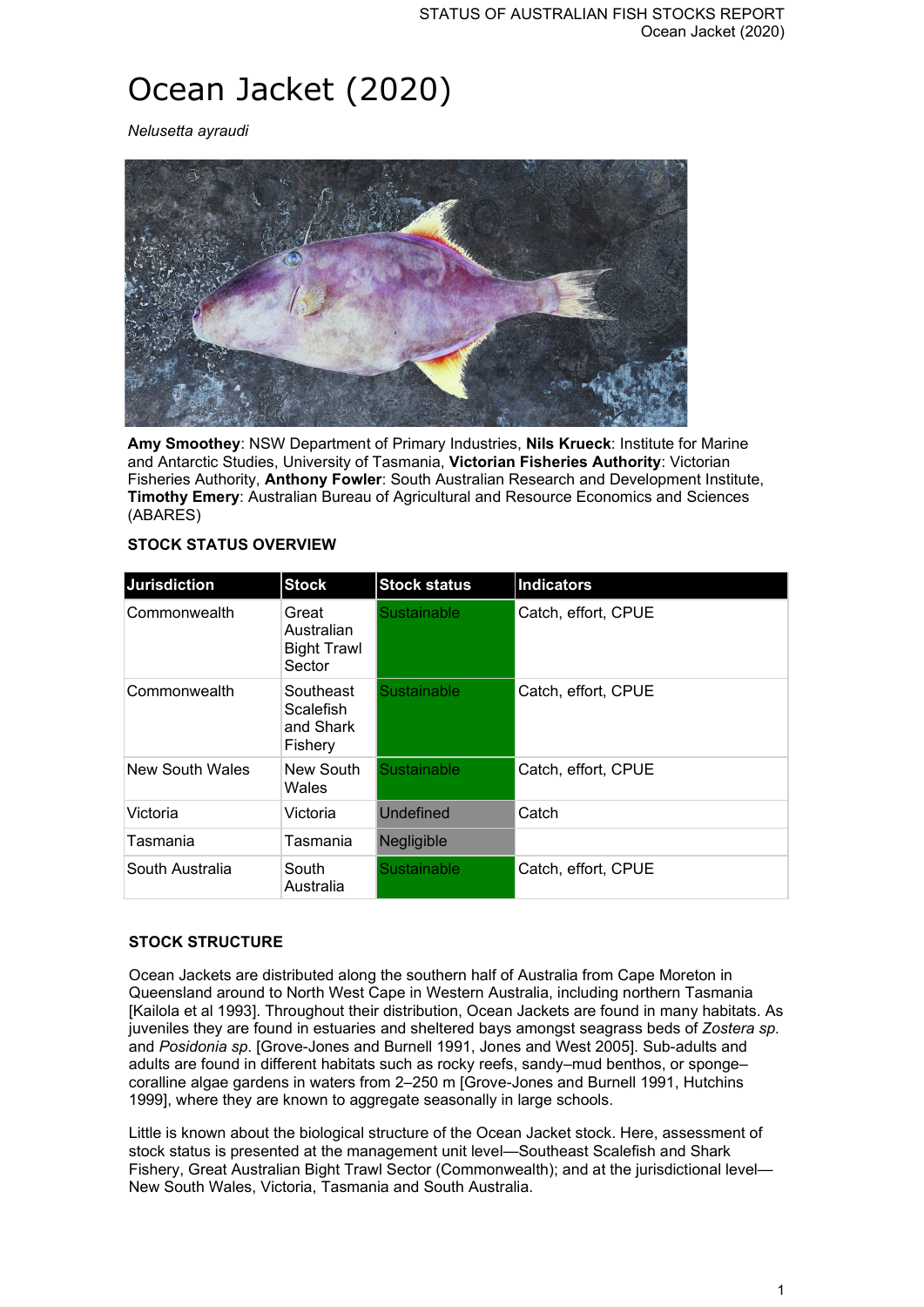# Ocean Jacket (2020)

*Nelusetta ayraudi*

**Amy Smoothey**: NSW Department of Primary Industries, **Nils Krueck**: Institute for Marine and Antarctic Studies, University of Tasmania, **Victorian Fisheries Authority**: Victorian Fisheries Authority, **Anthony Fowler**: South Australian Research and Development Institute, **Timothy Emery**: Australian Bureau of Agricultural and Resource Economics and Sciences (ABARES)

### STOCK STATUS OVERVIEW

| Jurisdiction | Stock | Stock status | Indicators |
|---|---|---|---|
| Commonwealth | Great Australian Bight Trawl Sector | Sustainable | Catch, effort, CPUE |
| Commonwealth | Southeast Scalefish and Shark Fishery | Sustainable | Catch, effort, CPUE |
| New South Wales | New South Wales | Sustainable | Catch, effort, CPUE |
| Victoria | Victoria | Undefined | Catch |
| Tasmania | Tasmania | Negligible | |
| South Australia | South Australia | Sustainable | Catch, effort, CPUE |

### STOCK STRUCTURE

Ocean Jackets are distributed along the southern half of Australia from Cape Moreton in Queensland around to North West Cape in Western Australia, including northern Tasmania [Kailola et al 1993]. Throughout their distribution, Ocean Jackets are found in many habitats. As juveniles they are found in estuaries and sheltered bays amongst seagrass beds of *Zostera sp.* and *Posidonia sp.* [Grove-Jones and Burnell 1991, Jones and West 2005]. Sub-adults and adults are found in different habitats such as rocky reefs, sandy–mud benthos, or sponge–coralline algae gardens in waters from 2–250 m [Grove-Jones and Burnell 1991, Hutchins 1999], where they are known to aggregate seasonally in large schools.

Little is known about the biological structure of the Ocean Jacket stock. Here, assessment of stock status is presented at the management unit level—Southeast Scalefish and Shark Fishery, Great Australian Bight Trawl Sector (Commonwealth); and at the jurisdictional level—New South Wales, Victoria, Tasmania and South Australia.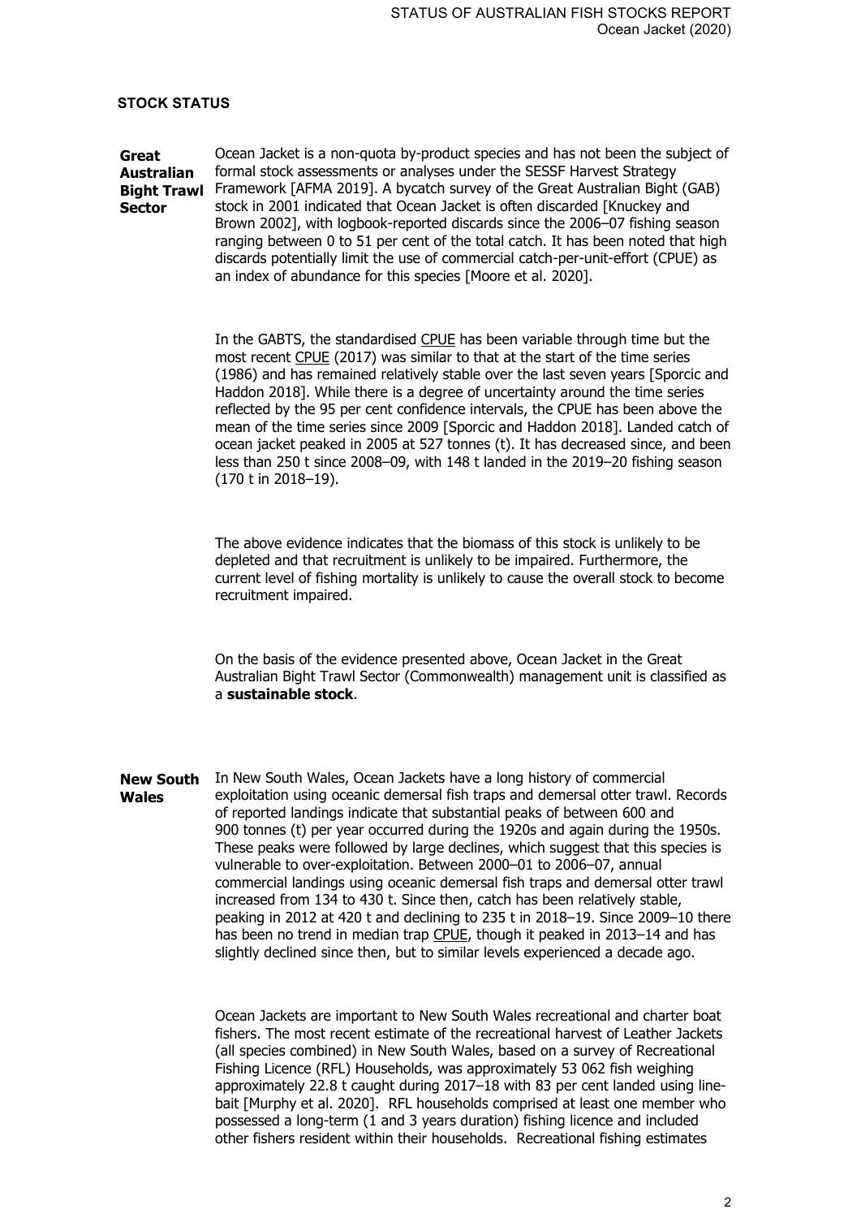## STOCK STATUS

**Great Australian Bight Trawl Sector**

Ocean Jacket is a non-quota by-product species and has not been the subject of formal stock assessments or analyses under the SESSF Harvest Strategy Framework [AFMA 2019]. A bycatch survey of the Great Australian Bight (GAB) stock in 2001 indicated that Ocean Jacket is often discarded [Knuckey and Brown 2002], with logbook-reported discards since the 2006–07 fishing season ranging between 0 to 51 per cent of the total catch. It has been noted that high discards potentially limit the use of commercial catch-per-unit-effort (CPUE) as an index of abundance for this species [Moore et al. 2020].

In the GABTS, the standardised CPUE has been variable through time but the most recent CPUE (2017) was similar to that at the start of the time series (1986) and has remained relatively stable over the last seven years [Sporcic and Haddon 2018]. While there is a degree of uncertainty around the time series reflected by the 95 per cent confidence intervals, the CPUE has been above the mean of the time series since 2009 [Sporcic and Haddon 2018]. Landed catch of ocean jacket peaked in 2005 at 527 tonnes (t). It has decreased since, and been less than 250 t since 2008–09, with 148 t landed in the 2019–20 fishing season (170 t in 2018–19).

The above evidence indicates that the biomass of this stock is unlikely to be depleted and that recruitment is unlikely to be impaired. Furthermore, the current level of fishing mortality is unlikely to cause the overall stock to become recruitment impaired.

On the basis of the evidence presented above, Ocean Jacket in the Great Australian Bight Trawl Sector (Commonwealth) management unit is classified as a **sustainable stock**.

**New South Wales**

In New South Wales, Ocean Jackets have a long history of commercial exploitation using oceanic demersal fish traps and demersal otter trawl. Records of reported landings indicate that substantial peaks of between 600 and 900 tonnes (t) per year occurred during the 1920s and again during the 1950s. These peaks were followed by large declines, which suggest that this species is vulnerable to over-exploitation. Between 2000–01 to 2006–07, annual commercial landings using oceanic demersal fish traps and demersal otter trawl increased from 134 to 430 t. Since then, catch has been relatively stable, peaking in 2012 at 420 t and declining to 235 t in 2018–19. Since 2009–10 there has been no trend in median trap CPUE, though it peaked in 2013–14 and has slightly declined since then, but to similar levels experienced a decade ago.

Ocean Jackets are important to New South Wales recreational and charter boat fishers. The most recent estimate of the recreational harvest of Leather Jackets (all species combined) in New South Wales, based on a survey of Recreational Fishing Licence (RFL) Households, was approximately 53 062 fish weighing approximately 22.8 t caught during 2017–18 with 83 per cent landed using line-bait [Murphy et al. 2020]. RFL households comprised at least one member who possessed a long-term (1 and 3 years duration) fishing licence and included other fishers resident within their households. Recreational fishing estimates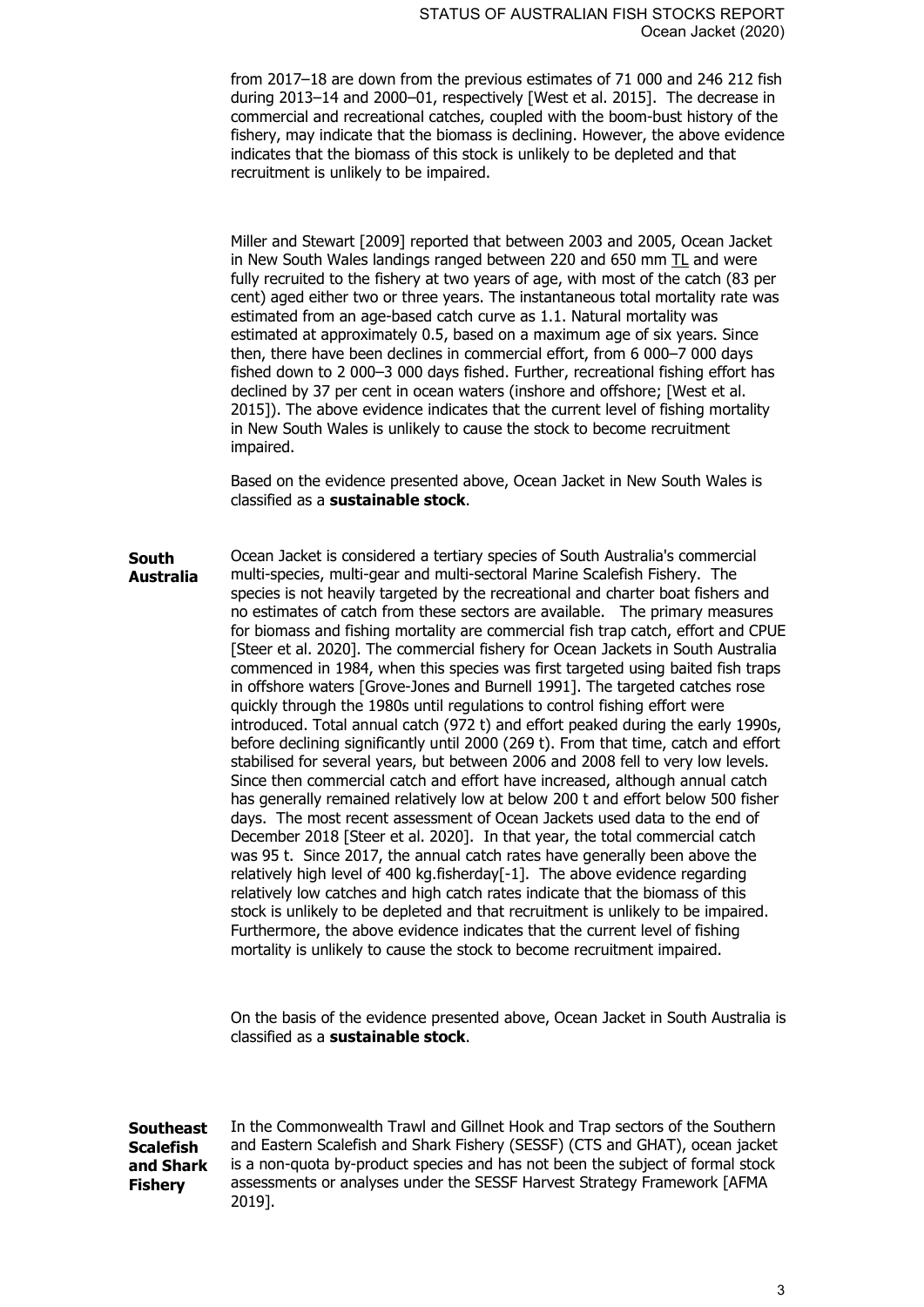from 2017–18 are down from the previous estimates of 71 000 and 246 212 fish during 2013–14 and 2000–01, respectively [West et al. 2015]. The decrease in commercial and recreational catches, coupled with the boom-bust history of the fishery, may indicate that the biomass is declining. However, the above evidence indicates that the biomass of this stock is unlikely to be depleted and that recruitment is unlikely to be impaired.

Miller and Stewart [2009] reported that between 2003 and 2005, Ocean Jacket in New South Wales landings ranged between 220 and 650 mm TL and were fully recruited to the fishery at two years of age, with most of the catch (83 per cent) aged either two or three years. The instantaneous total mortality rate was estimated from an age-based catch curve as 1.1. Natural mortality was estimated at approximately 0.5, based on a maximum age of six years. Since then, there have been declines in commercial effort, from 6 000–7 000 days fished down to 2 000–3 000 days fished. Further, recreational fishing effort has declined by 37 per cent in ocean waters (inshore and offshore; [West et al. 2015]). The above evidence indicates that the current level of fishing mortality in New South Wales is unlikely to cause the stock to become recruitment impaired.

Based on the evidence presented above, Ocean Jacket in New South Wales is classified as a **sustainable stock**.

**South Australia**

Ocean Jacket is considered a tertiary species of South Australia's commercial multi-species, multi-gear and multi-sectoral Marine Scalefish Fishery. The species is not heavily targeted by the recreational and charter boat fishers and no estimates of catch from these sectors are available. The primary measures for biomass and fishing mortality are commercial fish trap catch, effort and CPUE [Steer et al. 2020]. The commercial fishery for Ocean Jackets in South Australia commenced in 1984, when this species was first targeted using baited fish traps in offshore waters [Grove-Jones and Burnell 1991]. The targeted catches rose quickly through the 1980s until regulations to control fishing effort were introduced. Total annual catch (972 t) and effort peaked during the early 1990s, before declining significantly until 2000 (269 t). From that time, catch and effort stabilised for several years, but between 2006 and 2008 fell to very low levels. Since then commercial catch and effort have increased, although annual catch has generally remained relatively low at below 200 t and effort below 500 fisher days. The most recent assessment of Ocean Jackets used data to the end of December 2018 [Steer et al. 2020]. In that year, the total commercial catch was 95 t. Since 2017, the annual catch rates have generally been above the relatively high level of 400 kg.fisherday[-1]. The above evidence regarding relatively low catches and high catch rates indicate that the biomass of this stock is unlikely to be depleted and that recruitment is unlikely to be impaired. Furthermore, the above evidence indicates that the current level of fishing mortality is unlikely to cause the stock to become recruitment impaired.

On the basis of the evidence presented above, Ocean Jacket in South Australia is classified as a **sustainable stock**.

**Southeast Scalefish and Shark Fishery**

In the Commonwealth Trawl and Gillnet Hook and Trap sectors of the Southern and Eastern Scalefish and Shark Fishery (SESSF) (CTS and GHAT), ocean jacket is a non-quota by-product species and has not been the subject of formal stock assessments or analyses under the SESSF Harvest Strategy Framework [AFMA 2019].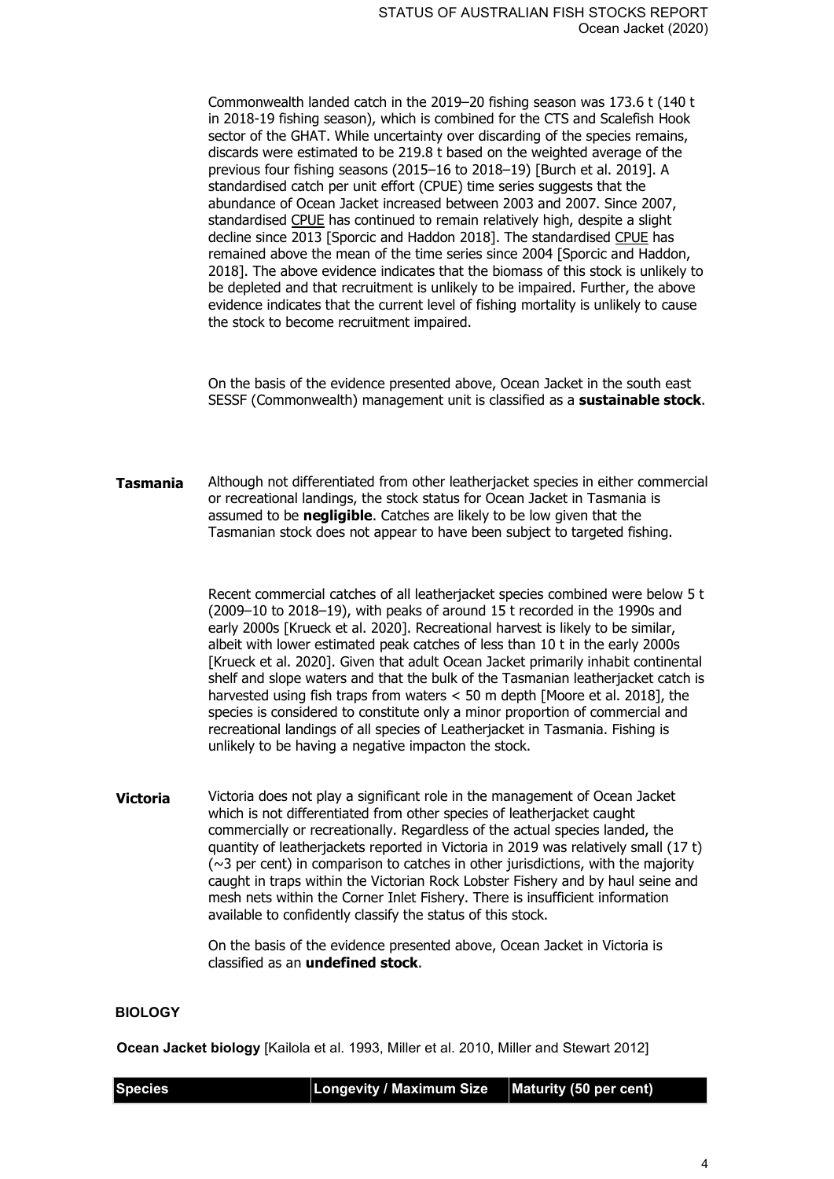Commonwealth landed catch in the 2019–20 fishing season was 173.6 t (140 t in 2018-19 fishing season), which is combined for the CTS and Scalefish Hook sector of the GHAT. While uncertainty over discarding of the species remains, discards were estimated to be 219.8 t based on the weighted average of the previous four fishing seasons (2015–16 to 2018–19) [Burch et al. 2019]. A standardised catch per unit effort (CPUE) time series suggests that the abundance of Ocean Jacket increased between 2003 and 2007. Since 2007, standardised CPUE has continued to remain relatively high, despite a slight decline since 2013 [Sporcic and Haddon 2018]. The standardised CPUE has remained above the mean of the time series since 2004 [Sporcic and Haddon, 2018]. The above evidence indicates that the biomass of this stock is unlikely to be depleted and that recruitment is unlikely to be impaired. Further, the above evidence indicates that the current level of fishing mortality is unlikely to cause the stock to become recruitment impaired.

On the basis of the evidence presented above, Ocean Jacket in the south east SESSF (Commonwealth) management unit is classified as a **sustainable stock**.

**Tasmania** Although not differentiated from other leatherjacket species in either commercial or recreational landings, the stock status for Ocean Jacket in Tasmania is assumed to be **negligible**. Catches are likely to be low given that the Tasmanian stock does not appear to have been subject to targeted fishing.

Recent commercial catches of all leatherjacket species combined were below 5 t (2009–10 to 2018–19), with peaks of around 15 t recorded in the 1990s and early 2000s [Krueck et al. 2020]. Recreational harvest is likely to be similar, albeit with lower estimated peak catches of less than 10 t in the early 2000s [Krueck et al. 2020]. Given that adult Ocean Jacket primarily inhabit continental shelf and slope waters and that the bulk of the Tasmanian leatherjacket catch is harvested using fish traps from waters < 50 m depth [Moore et al. 2018], the species is considered to constitute only a minor proportion of commercial and recreational landings of all species of Leatherjacket in Tasmania. Fishing is unlikely to be having a negative impacton the stock.

**Victoria** Victoria does not play a significant role in the management of Ocean Jacket which is not differentiated from other species of leatherjacket caught commercially or recreationally. Regardless of the actual species landed, the quantity of leatherjackets reported in Victoria in 2019 was relatively small (17 t) (~3 per cent) in comparison to catches in other jurisdictions, with the majority caught in traps within the Victorian Rock Lobster Fishery and by haul seine and mesh nets within the Corner Inlet Fishery. There is insufficient information available to confidently classify the status of this stock.

On the basis of the evidence presented above, Ocean Jacket in Victoria is classified as an **undefined stock**.

## BIOLOGY

**Ocean Jacket biology** [Kailola et al. 1993, Miller et al. 2010, Miller and Stewart 2012]

| Species | Longevity / Maximum Size | Maturity (50 per cent) |
| --- | --- | --- |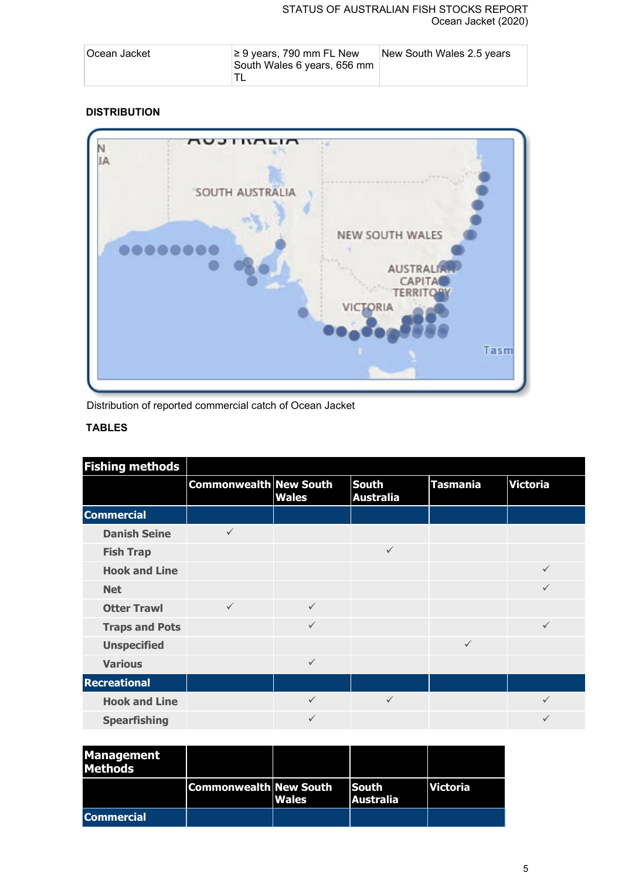| Ocean Jacket | ≥ 9 years, 790 mm FL New South Wales 6 years, 656 mm TL | New South Wales 2.5 years |
|---|---|---|

## DISTRIBUTION

Distribution of reported commercial catch of Ocean Jacket

## TABLES

| Fishing methods | | | | | |
|---|---|---|---|---|---|
| | Commonwealth | New South Wales | South Australia | Tasmania | Victoria |
| **Commercial** | | | | | |
| Danish Seine | ✓ | | | | |
| Fish Trap | | | ✓ | | |
| Hook and Line | | | | | ✓ |
| Net | | | | | ✓ |
| Otter Trawl | ✓ | ✓ | | | |
| Traps and Pots | | ✓ | | | ✓ |
| Unspecified | | | | ✓ | |
| Various | | ✓ | | | |
| **Recreational** | | | | | |
| Hook and Line | | ✓ | ✓ | | ✓ |
| Spearfishing | | ✓ | | | ✓ |

| Management Methods | | | | |
|---|---|---|---|---|
| | Commonwealth | New South Wales | South Australia | Victoria |
| **Commercial** | | | | |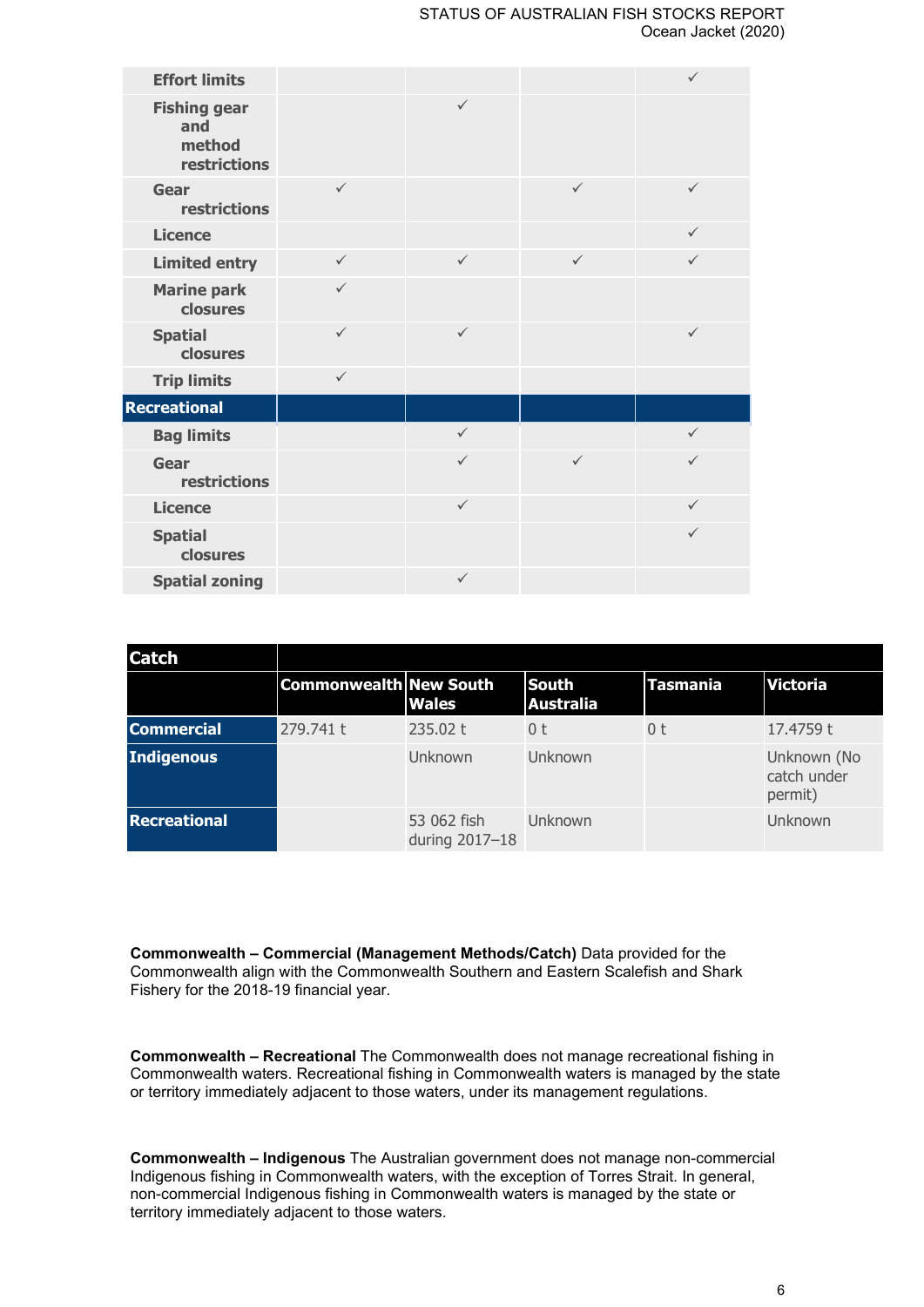| | | | | |
|---|---|---|---|---|
| **Effort limits** | | | | ✓ |
| **Fishing gear and method restrictions** | | ✓ | | |
| **Gear restrictions** | ✓ | | ✓ | ✓ |
| **Licence** | | | | ✓ |
| **Limited entry** | ✓ | ✓ | ✓ | ✓ |
| **Marine park closures** | ✓ | | | |
| **Spatial closures** | ✓ | ✓ | | ✓ |
| **Trip limits** | ✓ | | | |
| **Recreational** | | | | |
| **Bag limits** | | ✓ | | ✓ |
| **Gear restrictions** | | ✓ | ✓ | ✓ |
| **Licence** | | ✓ | | ✓ |
| **Spatial closures** | | | | ✓ |
| **Spatial zoning** | | ✓ | | |

| Catch | | | | | |
|---|---|---|---|---|---|
| | **Commonwealth** | **New South Wales** | **South Australia** | **Tasmania** | **Victoria** |
| **Commercial** | 279.741 t | 235.02 t | 0 t | 0 t | 17.4759 t |
| **Indigenous** | | Unknown | Unknown | | Unknown (No catch under permit) |
| **Recreational** | | 53 062 fish during 2017–18 | Unknown | | Unknown |

**Commonwealth – Commercial (Management Methods/Catch)** Data provided for the Commonwealth align with the Commonwealth Southern and Eastern Scalefish and Shark Fishery for the 2018-19 financial year.

**Commonwealth – Recreational** The Commonwealth does not manage recreational fishing in Commonwealth waters. Recreational fishing in Commonwealth waters is managed by the state or territory immediately adjacent to those waters, under its management regulations.

**Commonwealth – Indigenous** The Australian government does not manage non-commercial Indigenous fishing in Commonwealth waters, with the exception of Torres Strait. In general, non-commercial Indigenous fishing in Commonwealth waters is managed by the state or territory immediately adjacent to those waters.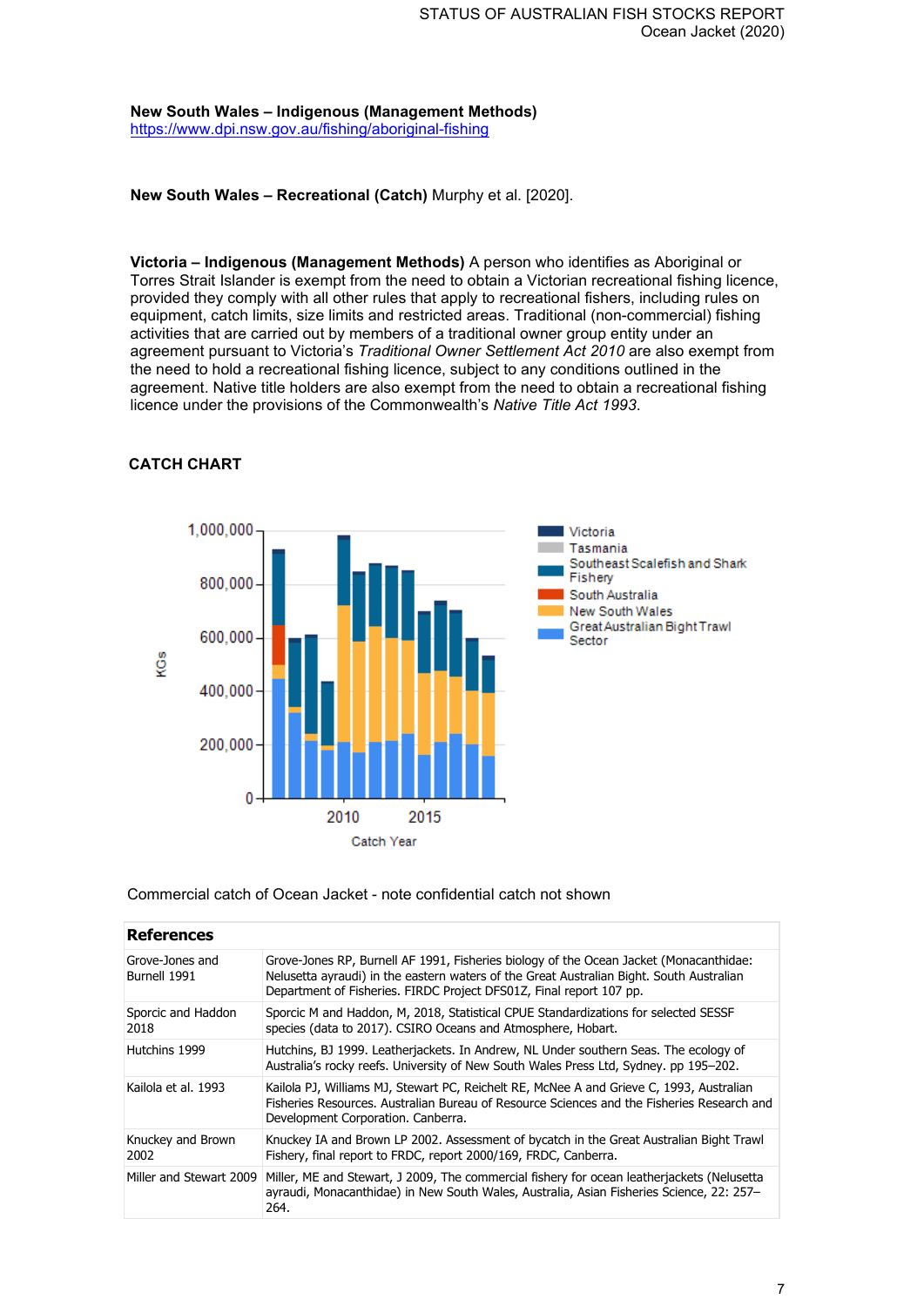**New South Wales – Indigenous (Management Methods)**
https://www.dpi.nsw.gov.au/fishing/aboriginal-fishing

**New South Wales – Recreational (Catch)** Murphy et al. [2020].

**Victoria – Indigenous (Management Methods)** A person who identifies as Aboriginal or Torres Strait Islander is exempt from the need to obtain a Victorian recreational fishing licence, provided they comply with all other rules that apply to recreational fishers, including rules on equipment, catch limits, size limits and restricted areas. Traditional (non-commercial) fishing activities that are carried out by members of a traditional owner group entity under an agreement pursuant to Victoria's *Traditional Owner Settlement Act 2010* are also exempt from the need to hold a recreational fishing licence, subject to any conditions outlined in the agreement. Native title holders are also exempt from the need to obtain a recreational fishing licence under the provisions of the Commonwealth's *Native Title Act 1993*.

## CATCH CHART

Commercial catch of Ocean Jacket - note confidential catch not shown

| References | |
|---|---|
| Grove-Jones and Burnell 1991 | Grove-Jones RP, Burnell AF 1991, Fisheries biology of the Ocean Jacket (Monacanthidae: Nelusetta ayraudi) in the eastern waters of the Great Australian Bight. South Australian Department of Fisheries. FIRDC Project DFS01Z, Final report 107 pp. |
| Sporcic and Haddon 2018 | Sporcic M and Haddon, M, 2018, Statistical CPUE Standardizations for selected SESSF species (data to 2017). CSIRO Oceans and Atmosphere, Hobart. |
| Hutchins 1999 | Hutchins, BJ 1999. Leatherjackets. In Andrew, NL Under southern Seas. The ecology of Australia's rocky reefs. University of New South Wales Press Ltd, Sydney. pp 195–202. |
| Kailola et al. 1993 | Kailola PJ, Williams MJ, Stewart PC, Reichelt RE, McNee A and Grieve C, 1993, Australian Fisheries Resources. Australian Bureau of Resource Sciences and the Fisheries Research and Development Corporation. Canberra. |
| Knuckey and Brown 2002 | Knuckey IA and Brown LP 2002. Assessment of bycatch in the Great Australian Bight Trawl Fishery, final report to FRDC, report 2000/169, FRDC, Canberra. |
| Miller and Stewart 2009 | Miller, ME and Stewart, J 2009, The commercial fishery for ocean leatherjackets (Nelusetta ayraudi, Monacanthidae) in New South Wales, Australia, Asian Fisheries Science, 22: 257–264. |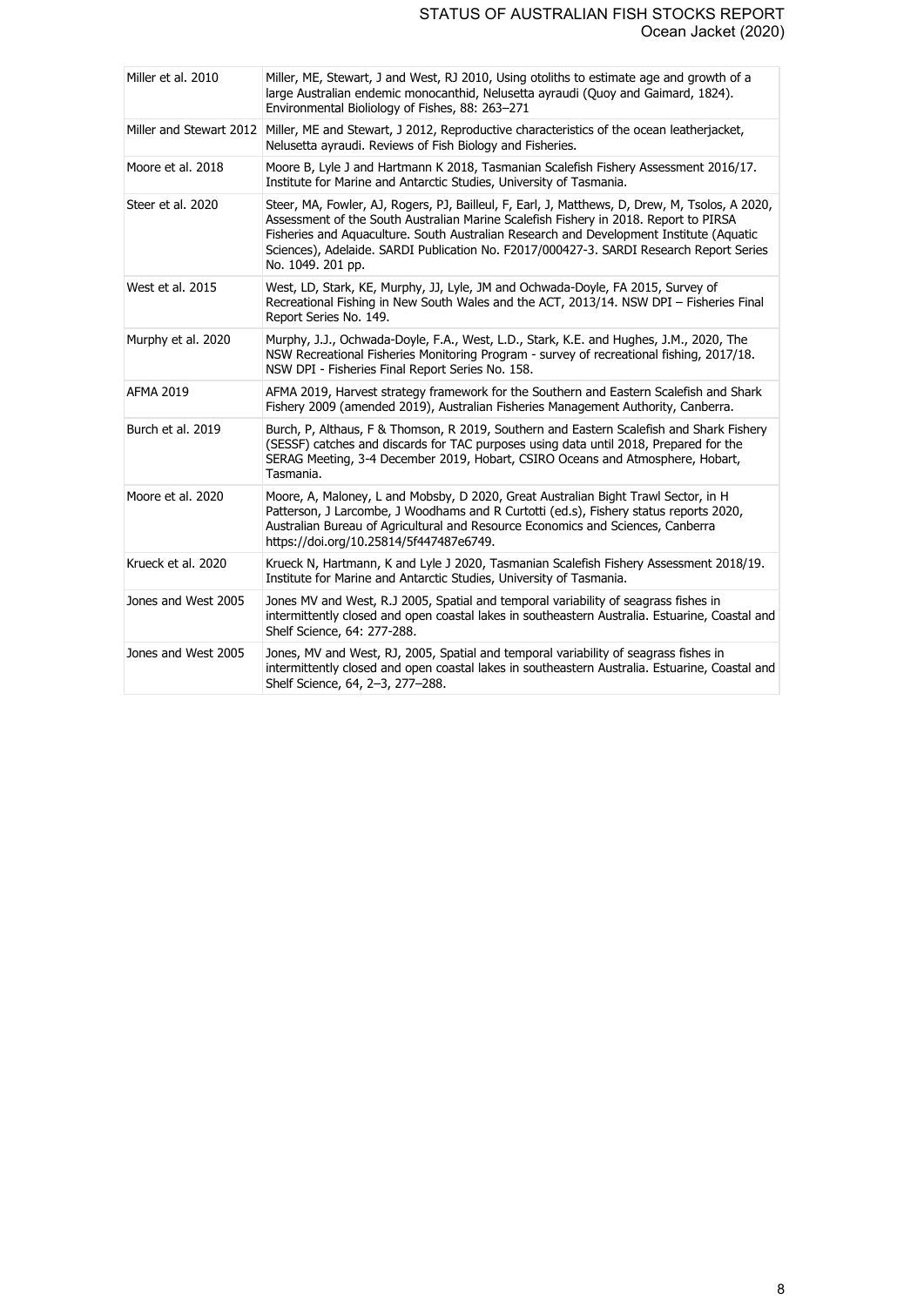| | |
|---|---|
| Miller et al. 2010 | Miller, ME, Stewart, J and West, RJ 2010, Using otoliths to estimate age and growth of a large Australian endemic monocanthid, Nelusetta ayraudi (Quoy and Gaimard, 1824). Environmental Bioliology of Fishes, 88: 263–271 |
| Miller and Stewart 2012 | Miller, ME and Stewart, J 2012, Reproductive characteristics of the ocean leatherjacket, Nelusetta ayraudi. Reviews of Fish Biology and Fisheries. |
| Moore et al. 2018 | Moore B, Lyle J and Hartmann K 2018, Tasmanian Scalefish Fishery Assessment 2016/17. Institute for Marine and Antarctic Studies, University of Tasmania. |
| Steer et al. 2020 | Steer, MA, Fowler, AJ, Rogers, PJ, Bailleul, F, Earl, J, Matthews, D, Drew, M, Tsolos, A 2020, Assessment of the South Australian Marine Scalefish Fishery in 2018. Report to PIRSA Fisheries and Aquaculture. South Australian Research and Development Institute (Aquatic Sciences), Adelaide. SARDI Publication No. F2017/000427-3. SARDI Research Report Series No. 1049. 201 pp. |
| West et al. 2015 | West, LD, Stark, KE, Murphy, JJ, Lyle, JM and Ochwada-Doyle, FA 2015, Survey of Recreational Fishing in New South Wales and the ACT, 2013/14. NSW DPI – Fisheries Final Report Series No. 149. |
| Murphy et al. 2020 | Murphy, J.J., Ochwada-Doyle, F.A., West, L.D., Stark, K.E. and Hughes, J.M., 2020, The NSW Recreational Fisheries Monitoring Program - survey of recreational fishing, 2017/18. NSW DPI - Fisheries Final Report Series No. 158. |
| AFMA 2019 | AFMA 2019, Harvest strategy framework for the Southern and Eastern Scalefish and Shark Fishery 2009 (amended 2019), Australian Fisheries Management Authority, Canberra. |
| Burch et al. 2019 | Burch, P, Althaus, F & Thomson, R 2019, Southern and Eastern Scalefish and Shark Fishery (SESSF) catches and discards for TAC purposes using data until 2018, Prepared for the SERAG Meeting, 3-4 December 2019, Hobart, CSIRO Oceans and Atmosphere, Hobart, Tasmania. |
| Moore et al. 2020 | Moore, A, Maloney, L and Mobsby, D 2020, Great Australian Bight Trawl Sector, in H Patterson, J Larcombe, J Woodhams and R Curtotti (ed.s), Fishery status reports 2020, Australian Bureau of Agricultural and Resource Economics and Sciences, Canberra https://doi.org/10.25814/5f447487e6749. |
| Krueck et al. 2020 | Krueck N, Hartmann, K and Lyle J 2020, Tasmanian Scalefish Fishery Assessment 2018/19. Institute for Marine and Antarctic Studies, University of Tasmania. |
| Jones and West 2005 | Jones MV and West, R.J 2005, Spatial and temporal variability of seagrass fishes in intermittently closed and open coastal lakes in southeastern Australia. Estuarine, Coastal and Shelf Science, 64: 277-288. |
| Jones and West 2005 | Jones, MV and West, RJ, 2005, Spatial and temporal variability of seagrass fishes in intermittently closed and open coastal lakes in southeastern Australia. Estuarine, Coastal and Shelf Science, 64, 2–3, 277–288. |